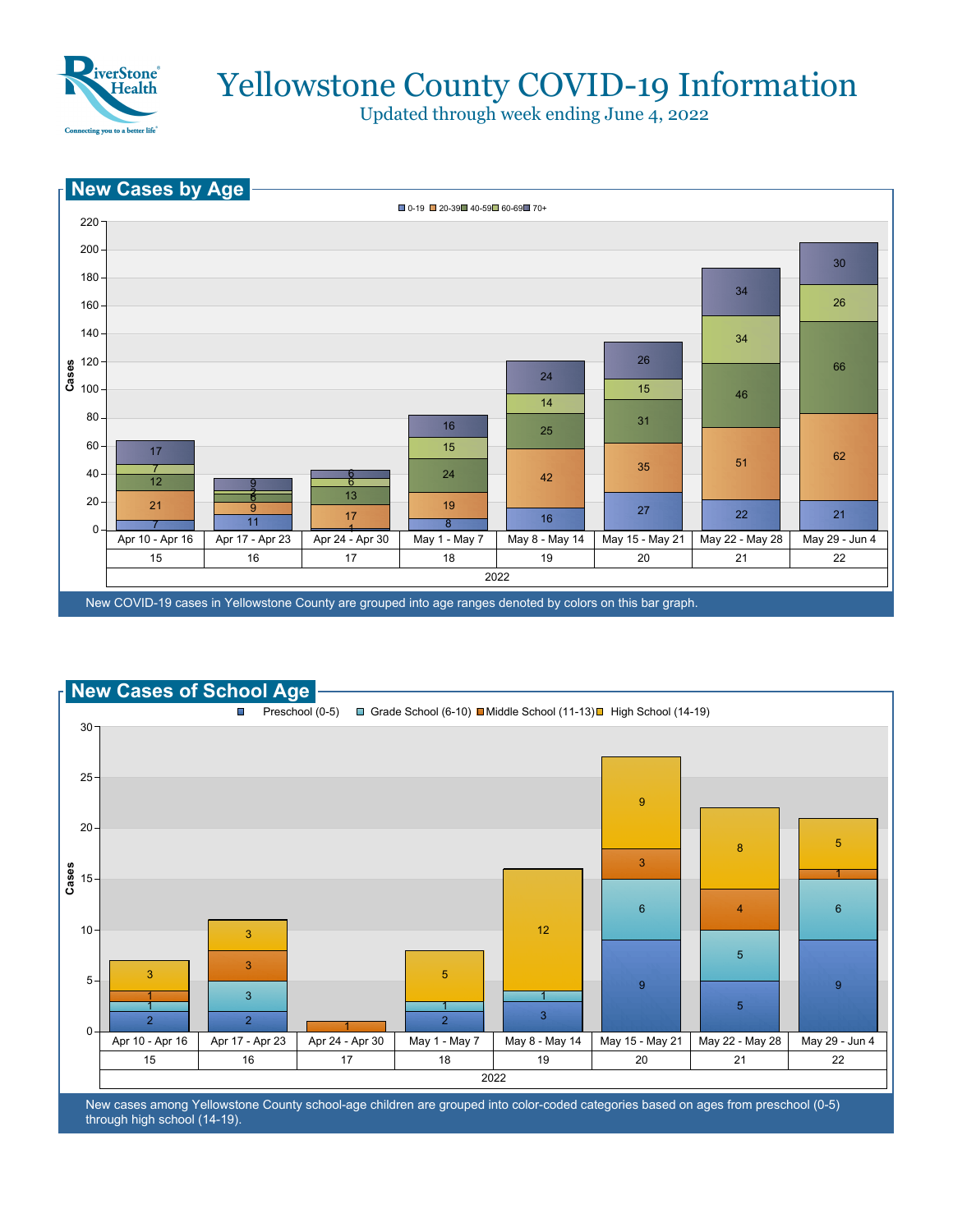# Yellowstone County COVID-19 Information

Updated through week ending June 4, 2022

## New Cases by Age

| Week (2022) | Dates | 0-19 | 20-39 | 40-59 | 60-69 | 70+ |
|---|---|---|---|---|---|---|
| 15 | Apr 10 - Apr 16 | 7 | 21 | 12 | 7 | 17 |
| 16 | Apr 17 - Apr 23 | 11 | 9 | 6 | 2 | 9 |
| 17 | Apr 24 - Apr 30 | 1 | 17 | 13 | 6 | 6 |
| 18 | May 1 - May 7 | 8 | 19 | 24 | 15 | 16 |
| 19 | May 8 - May 14 | 16 | 42 | 25 | 14 | 24 |
| 20 | May 15 - May 21 | 27 | 35 | 31 | 15 | 26 |
| 21 | May 22 - May 28 | 22 | 51 | 46 | 34 | 34 |
| 22 | May 29 - Jun 4 | 21 | 62 | 66 | 26 | 30 |

New COVID-19 cases in Yellowstone County are grouped into age ranges denoted by colors on this bar graph.

## New Cases of School Age

| Week (2022) | Dates | Preschool (0-5) | Grade School (6-10) | Middle School (11-13) | High School (14-19) |
|---|---|---|---|---|---|
| 15 | Apr 10 - Apr 16 | 2 | 1 | 1 | 3 |
| 16 | Apr 17 - Apr 23 | 2 | 3 | 3 | 3 |
| 17 | Apr 24 - Apr 30 | | | 1 | |
| 18 | May 1 - May 7 | 2 | 1 | | 5 |
| 19 | May 8 - May 14 | 3 | 1 | | 12 |
| 20 | May 15 - May 21 | 9 | 6 | 3 | 9 |
| 21 | May 22 - May 28 | 5 | 5 | 4 | 8 |
| 22 | May 29 - Jun 4 | 9 | 6 | 1 | 5 |

New cases among Yellowstone County school-age children are grouped into color-coded categories based on ages from preschool (0-5) through high school (14-19).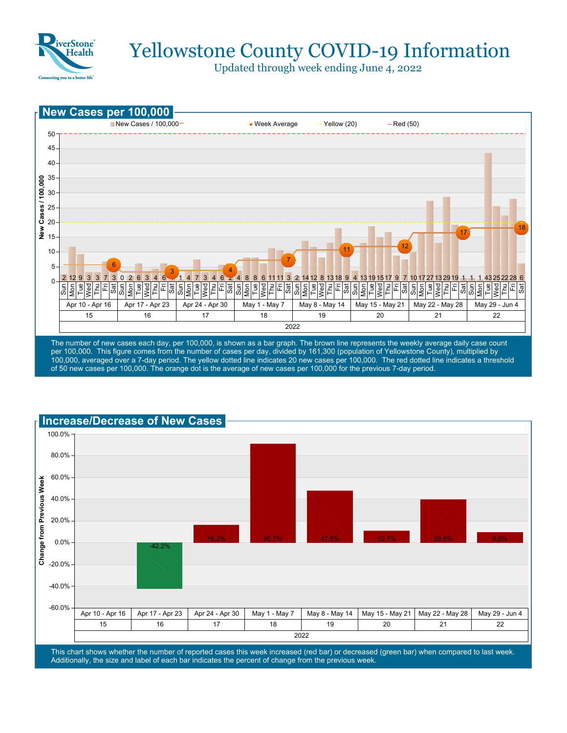# Yellowstone County COVID-19 Information

Updated through week ending June 4, 2022

## New Cases per 100,000

| Week | Dates | Sun | Mon | Tue | Wed | Thu | Fri | Sat | Week Average |
|---|---|---|---|---|---|---|---|---|---|
| 15 | Apr 10 - Apr 16 | 2 | 12 | 9 | 3 | 3 | 7 | 3 | 6 |
| 16 | Apr 17 - Apr 23 | 0 | 2 | 6 | 3 | 4 | 6 | 1 | 3 |
| 17 | Apr 24 - Apr 30 | 1 | 4 | 7 | 3 | 4 | 6 | 2 | 4 |
| 18 | May 1 - May 7 | 4 | 8 | 8 | 6 | 11 | 11 | 3 | 7 |
| 19 | May 8 - May 14 | 2 | 14 | 12 | 8 | 13 | 18 | 9 | 11 |
| 20 | May 15 - May 21 | 4 | 13 | 19 | 15 | 17 | 9 | 7 | 12 |
| 21 | May 22 - May 28 | 10 | 17 | 27 | 13 | 29 | 19 | 1 | 17 |
| 22 | May 29 - Jun 4 | 1 | 1 | 43 | 25 | 22 | 28 | 6 | 18 |

Legend: New Cases / 100,000; Week Average; Yellow (20); Red (50)

The number of new cases each day, per 100,000, is shown as a bar graph. The brown line represents the weekly average daily case count per 100,000. This figure comes from the number of cases per day, divided by 161,300 (population of Yellowstone County), multiplied by 100,000, averaged over a 7-day period. The yellow dotted line indicates 20 new cases per 100,000. The red dotted line indicates a threshold of 50 new cases per 100,000. The orange dot is the average of new cases per 100,000 for the previous 7-day period.

## Increase/Decrease of New Cases

| Week | Dates | Change from Previous Week |
|---|---|---|
| 15 | Apr 10 - Apr 16 | |
| 16 | Apr 17 - Apr 23 | -42.2% |
| 17 | Apr 24 - Apr 30 | 16.2% |
| 18 | May 1 - May 7 | 90.7% |
| 19 | May 8 - May 14 | 47.6% |
| 20 | May 15 - May 21 | 10.7% |
| 21 | May 22 - May 28 | 39.6% |
| 22 | May 29 - Jun 4 | 9.6% |

This chart shows whether the number of reported cases this week increased (red bar) or decreased (green bar) when compared to last week. Additionally, the size and label of each bar indicates the percent of change from the previous week.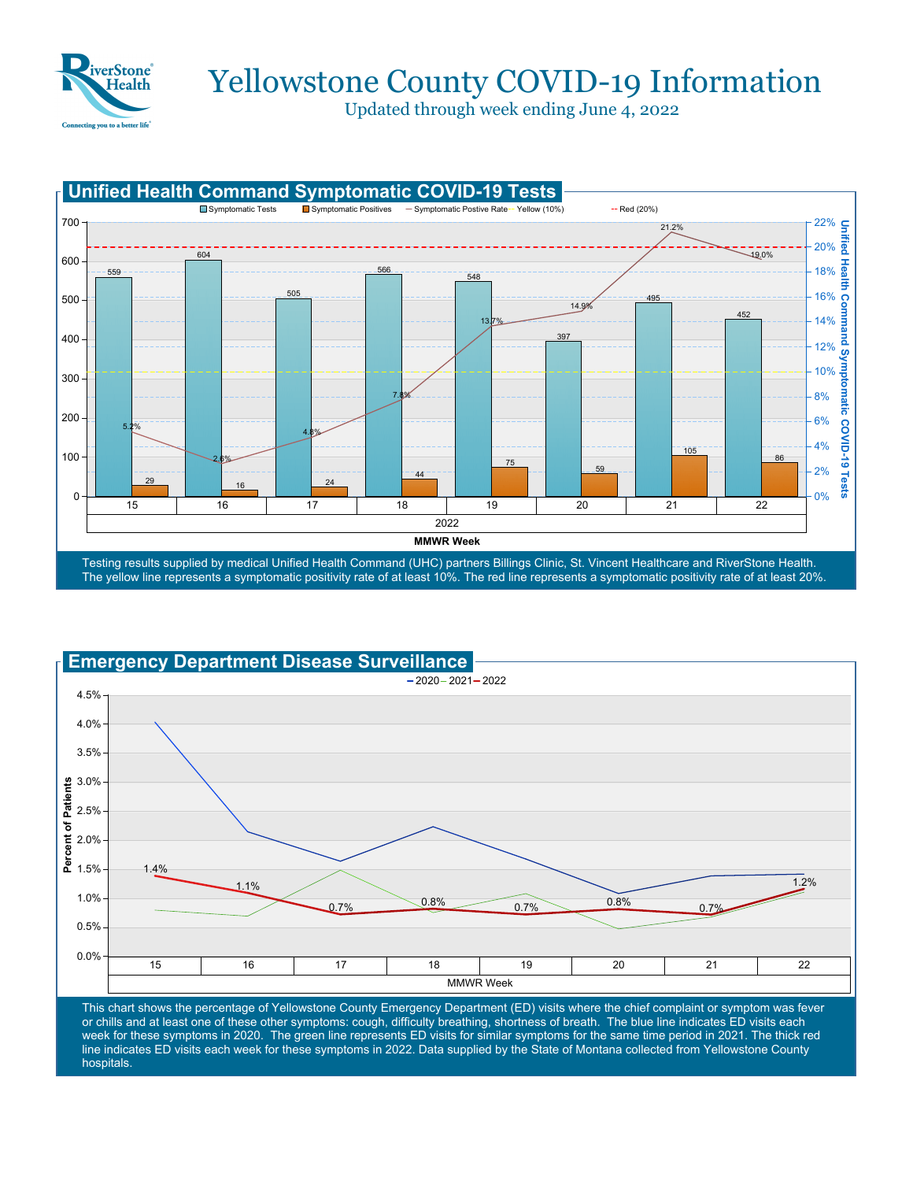# Yellowstone County COVID-19 Information

Updated through week ending June 4, 2022

## Unified Health Command Symptomatic COVID-19 Tests

| MMWR Week (2022) | 15 | 16 | 17 | 18 | 19 | 20 | 21 | 22 |
|---|---|---|---|---|---|---|---|---|
| Symptomatic Tests | 559 | 604 | 505 | 566 | 548 | 397 | 495 | 452 |
| Symptomatic Positives | 29 | 16 | 24 | 44 | 75 | 59 | 105 | 86 |
| Symptomatic Postive Rate | 5.2% | 2.6% | 4.8% | 7.8% | 13.7% | 14.9% | 21.2% | 19.0% |

Testing results supplied by medical Unified Health Command (UHC) partners Billings Clinic, St. Vincent Healthcare and RiverStone Health. The yellow line represents a symptomatic positivity rate of at least 10%. The red line represents a symptomatic positivity rate of at least 20%.

## Emergency Department Disease Surveillance

| MMWR Week | 15 | 16 | 17 | 18 | 19 | 20 | 21 | 22 |
|---|---|---|---|---|---|---|---|---|
| 2022 | 1.4% | 1.1% | 0.7% | 0.8% | 0.7% | 0.8% | 0.7% | 1.2% |

This chart shows the percentage of Yellowstone County Emergency Department (ED) visits where the chief complaint or symptom was fever or chills and at least one of these other symptoms: cough, difficulty breathing, shortness of breath. The blue line indicates ED visits each week for these symptoms in 2020. The green line represents ED visits for similar symptoms for the same time period in 2021. The thick red line indicates ED visits each week for these symptoms in 2022. Data supplied by the State of Montana collected from Yellowstone County hospitals.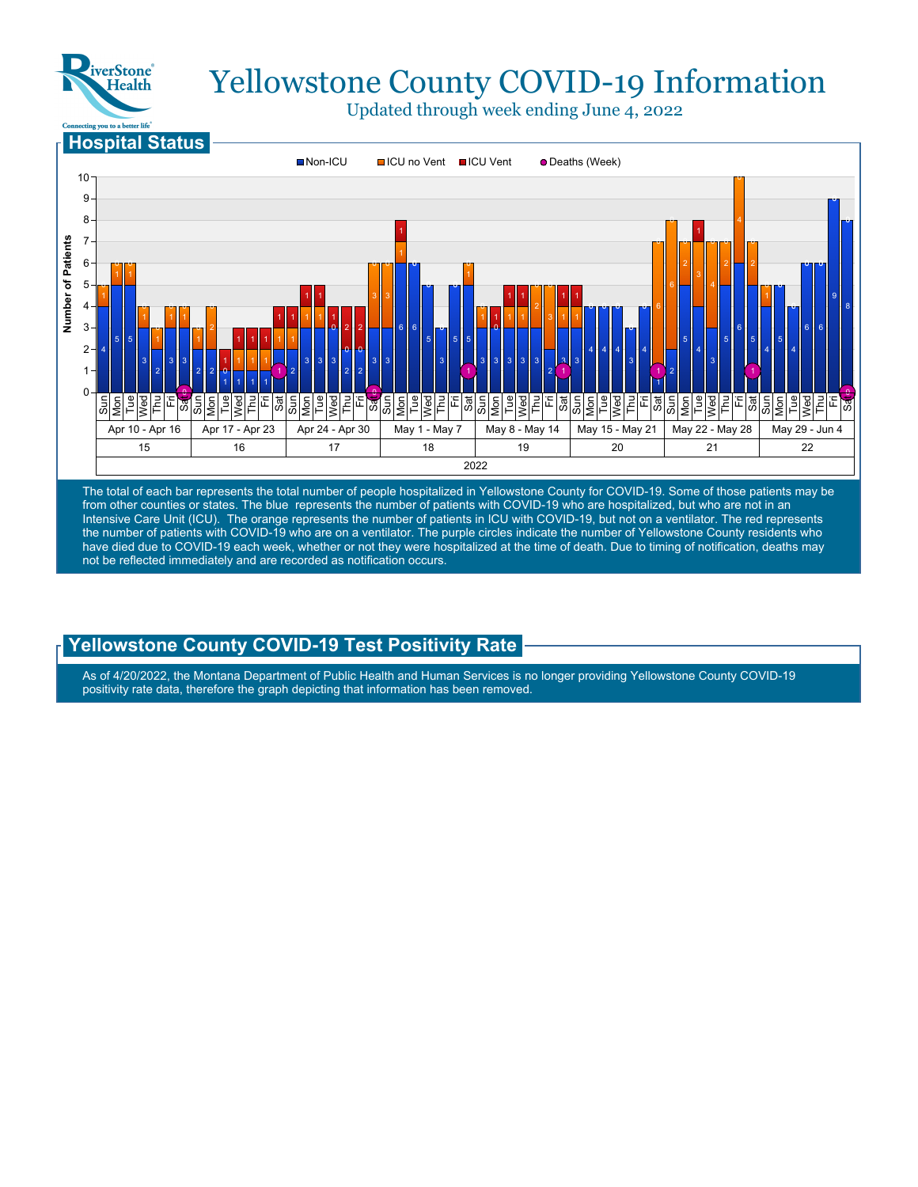# Yellowstone County COVID-19 Information

Updated through week ending June 4, 2022

## Hospital Status

Non-ICU
ICU no Vent
ICU Vent
Deaths (Week)

Number of Patients

0 1 2 3 4 5 6 7 8 9 10

Apr 10 - Apr 16
Apr 17 - Apr 23
Apr 24 - Apr 30
May 1 - May 7
May 8 - May 14
May 15 - May 21
May 22 - May 28
May 29 - Jun 4

15 16 17 18 19 20 21 22

2022

The total of each bar represents the total number of people hospitalized in Yellowstone County for COVID-19. Some of those patients may be from other counties or states. The blue represents the number of patients with COVID-19 who are hospitalized, but who are not in an Intensive Care Unit (ICU). The orange represents the number of patients in ICU with COVID-19, but not on a ventilator. The red represents the number of patients with COVID-19 who are on a ventilator. The purple circles indicate the number of Yellowstone County residents who have died due to COVID-19 each week, whether or not they were hospitalized at the time of death. Due to timing of notification, deaths may not be reflected immediately and are recorded as notification occurs.

## Yellowstone County COVID-19 Test Positivity Rate

As of 4/20/2022, the Montana Department of Public Health and Human Services is no longer providing Yellowstone County COVID-19 positivity rate data, therefore the graph depicting that information has been removed.